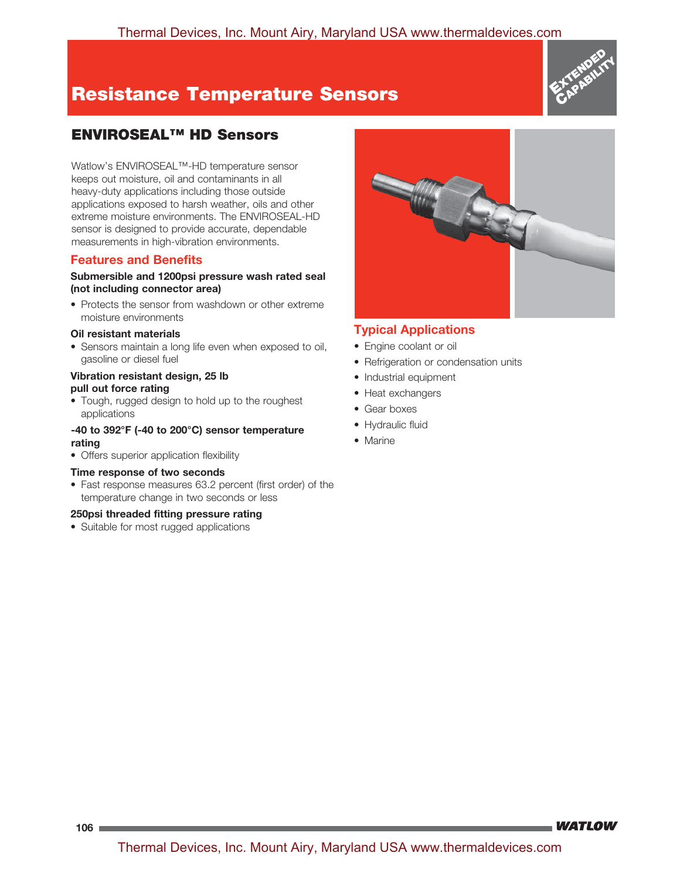# Resistance Temperature Sensors

## ENVIROSEAL™ HD Sensors

Watlow's ENVIROSEAL™-HD temperature sensor keeps out moisture, oil and contaminants in all heavy-duty applications including those outside applications exposed to harsh weather, oils and other extreme moisture environments. The ENVIROSEAL-HD sensor is designed to provide accurate, dependable measurements in high-vibration environments.

### Features and Benefits

**Submersible and 1200psi pressure wash rated seal (not including connector area)**

- Protects the sensor from washdown or other extreme moisture environments

**Oil resistant materials**

- Sensors maintain a long life even when exposed to oil, gasoline or diesel fuel

**Vibration resistant design, 25 lb pull out force rating**

- Tough, rugged design to hold up to the roughest applications

**-40 to 392°F (-40 to 200°C) sensor temperature rating**

- Offers superior application flexibility

**Time response of two seconds**

- Fast response measures 63.2 percent (first order) of the temperature change in two seconds or less

**250psi threaded fitting pressure rating**

- Suitable for most rugged applications

### Typical Applications

- Engine coolant or oil
- Refrigeration or condensation units
- Industrial equipment
- Heat exchangers
- Gear boxes
- Hydraulic fluid
- Marine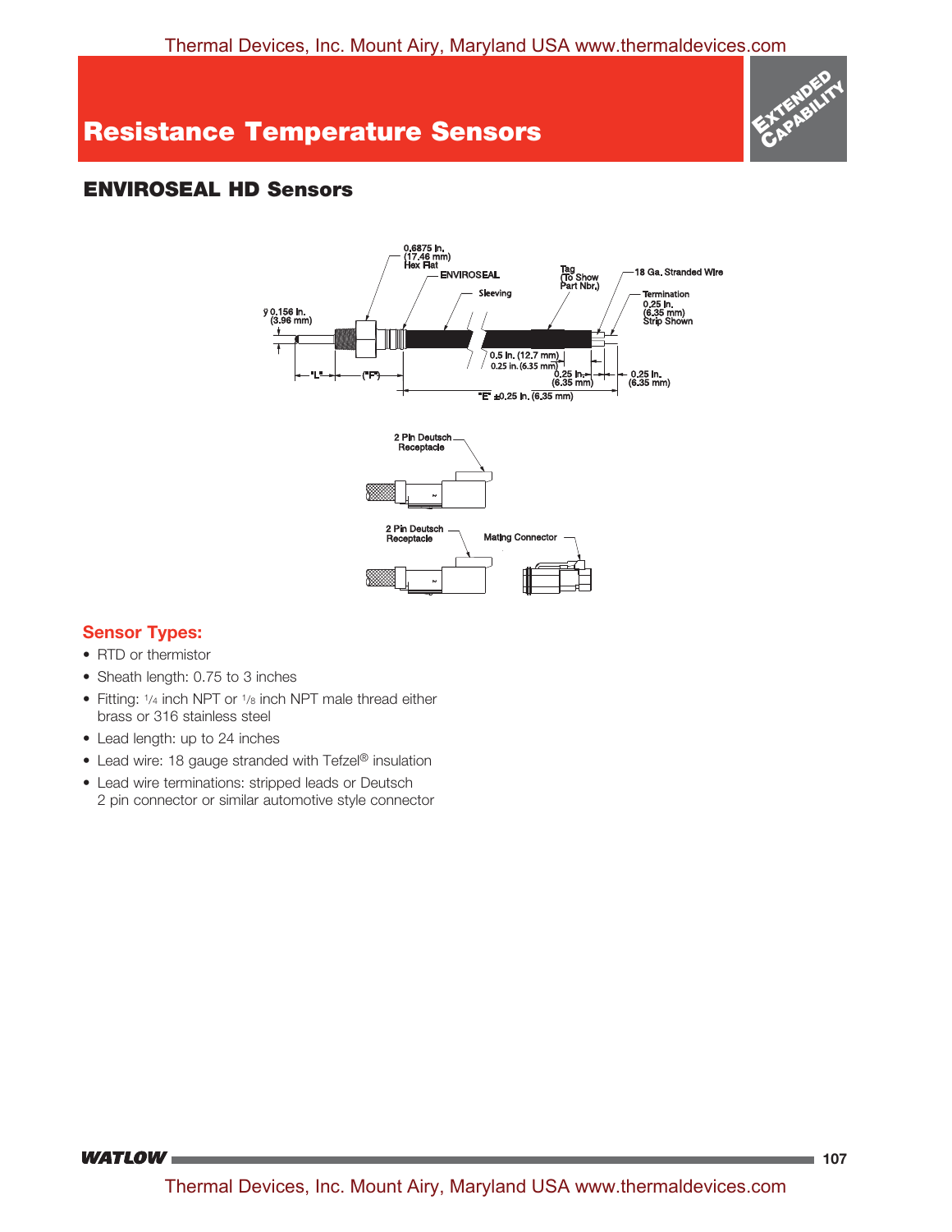# Resistance Temperature Sensors

EXTENDED CAPABILITY

## ENVIROSEAL HD Sensors

0.6875 in. (17.46 mm) Hex Flat

ENVIROSEAL

Sleeving

Tag (To Show Part Nbr.)

18 Ga. Stranded Wire

Termination 0.25 in. (6.35 mm) Strip Shown

ø 0.156 in. (3.96 mm)

"L"

("F")

0.5 in. (12.7 mm)

0.25 in. (6.35 mm)

0.25 in. (6.35 mm)

0.25 in. (6.35 mm)

"E" ±0.25 in. (6.35 mm)

2 Pin Deutsch Receptacle

2 Pin Deutsch Receptacle

Mating Connector

### Sensor Types:

- RTD or thermistor
- Sheath length: 0.75 to 3 inches
- Fitting: 1/4 inch NPT or 1/8 inch NPT male thread either brass or 316 stainless steel
- Lead length: up to 24 inches
- Lead wire: 18 gauge stranded with Tefzel® insulation
- Lead wire terminations: stripped leads or Deutsch 2 pin connector or similar automotive style connector